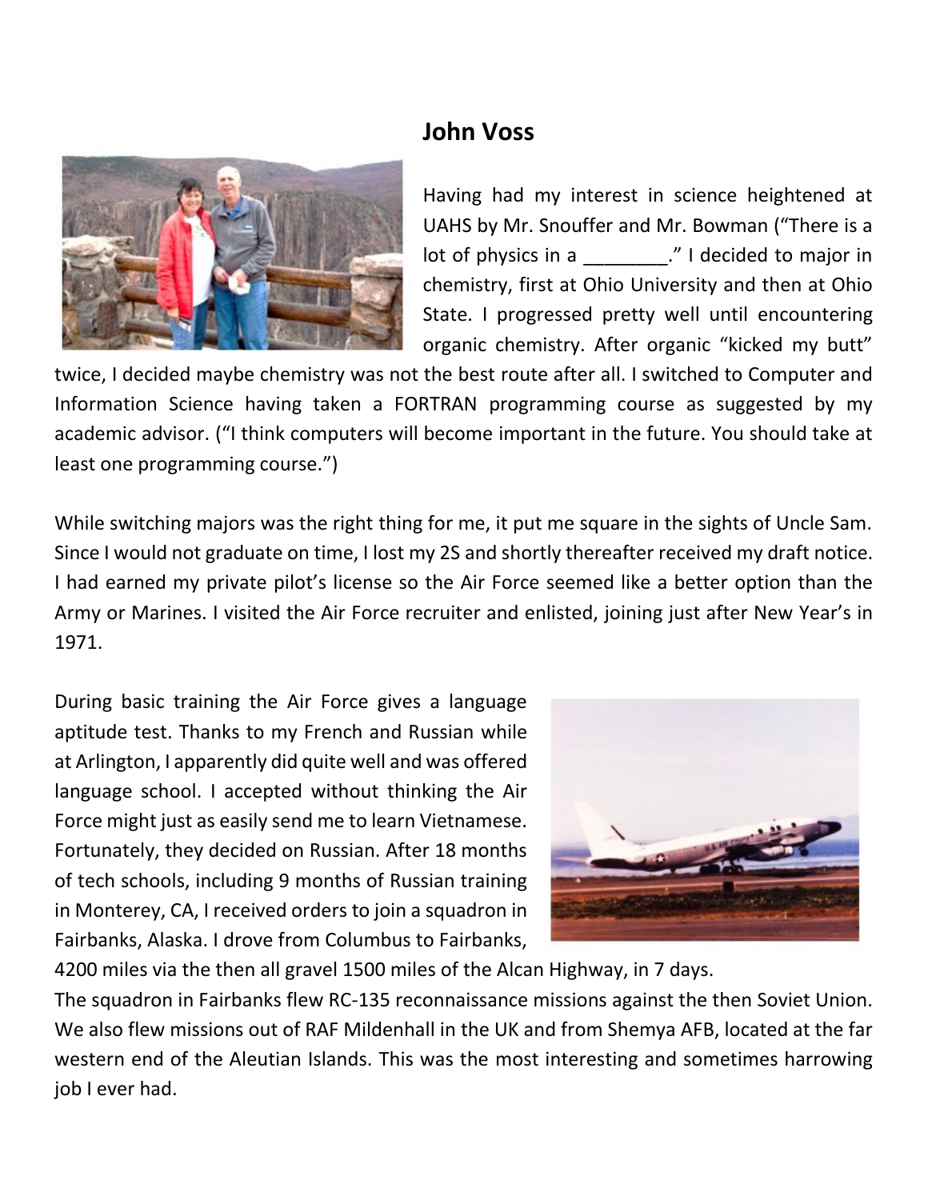## John Voss

Having had my interest in science heightened at UAHS by Mr. Snouffer and Mr. Bowman ("There is a lot of physics in a ________." I decided to major in chemistry, first at Ohio University and then at Ohio State. I progressed pretty well until encountering organic chemistry. After organic "kicked my butt" twice, I decided maybe chemistry was not the best route after all. I switched to Computer and Information Science having taken a FORTRAN programming course as suggested by my academic advisor. ("I think computers will become important in the future. You should take at least one programming course.")

While switching majors was the right thing for me, it put me square in the sights of Uncle Sam. Since I would not graduate on time, I lost my 2S and shortly thereafter received my draft notice. I had earned my private pilot's license so the Air Force seemed like a better option than the Army or Marines. I visited the Air Force recruiter and enlisted, joining just after New Year's in 1971.

During basic training the Air Force gives a language aptitude test. Thanks to my French and Russian while at Arlington, I apparently did quite well and was offered language school. I accepted without thinking the Air Force might just as easily send me to learn Vietnamese. Fortunately, they decided on Russian. After 18 months of tech schools, including 9 months of Russian training in Monterey, CA, I received orders to join a squadron in Fairbanks, Alaska. I drove from Columbus to Fairbanks, 4200 miles via the then all gravel 1500 miles of the Alcan Highway, in 7 days.

The squadron in Fairbanks flew RC-135 reconnaissance missions against the then Soviet Union. We also flew missions out of RAF Mildenhall in the UK and from Shemya AFB, located at the far western end of the Aleutian Islands. This was the most interesting and sometimes harrowing job I ever had.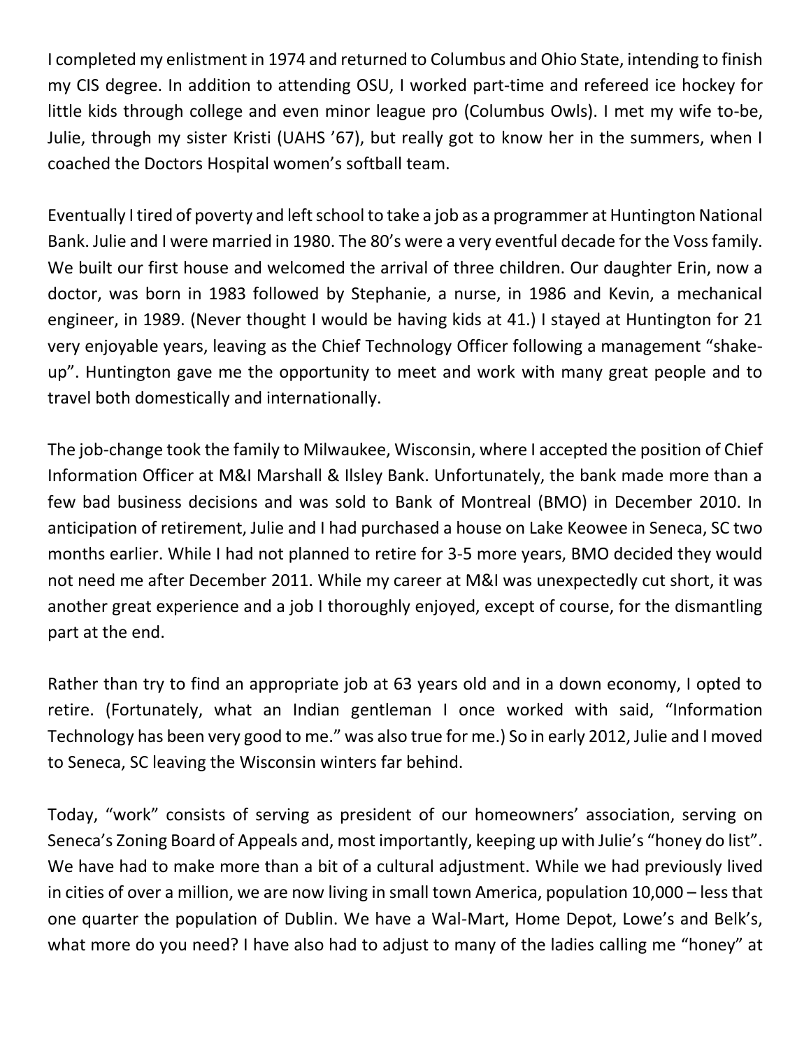I completed my enlistment in 1974 and returned to Columbus and Ohio State, intending to finish my CIS degree. In addition to attending OSU, I worked part-time and refereed ice hockey for little kids through college and even minor league pro (Columbus Owls). I met my wife to-be, Julie, through my sister Kristi (UAHS '67), but really got to know her in the summers, when I coached the Doctors Hospital women's softball team.

Eventually I tired of poverty and left school to take a job as a programmer at Huntington National Bank. Julie and I were married in 1980. The 80's were a very eventful decade for the Voss family. We built our first house and welcomed the arrival of three children. Our daughter Erin, now a doctor, was born in 1983 followed by Stephanie, a nurse, in 1986 and Kevin, a mechanical engineer, in 1989. (Never thought I would be having kids at 41.) I stayed at Huntington for 21 very enjoyable years, leaving as the Chief Technology Officer following a management "shake-up". Huntington gave me the opportunity to meet and work with many great people and to travel both domestically and internationally.

The job-change took the family to Milwaukee, Wisconsin, where I accepted the position of Chief Information Officer at M&I Marshall & Ilsley Bank. Unfortunately, the bank made more than a few bad business decisions and was sold to Bank of Montreal (BMO) in December 2010. In anticipation of retirement, Julie and I had purchased a house on Lake Keowee in Seneca, SC two months earlier. While I had not planned to retire for 3-5 more years, BMO decided they would not need me after December 2011. While my career at M&I was unexpectedly cut short, it was another great experience and a job I thoroughly enjoyed, except of course, for the dismantling part at the end.

Rather than try to find an appropriate job at 63 years old and in a down economy, I opted to retire. (Fortunately, what an Indian gentleman I once worked with said, "Information Technology has been very good to me." was also true for me.) So in early 2012, Julie and I moved to Seneca, SC leaving the Wisconsin winters far behind.

Today, "work" consists of serving as president of our homeowners' association, serving on Seneca's Zoning Board of Appeals and, most importantly, keeping up with Julie's "honey do list". We have had to make more than a bit of a cultural adjustment. While we had previously lived in cities of over a million, we are now living in small town America, population 10,000 – less that one quarter the population of Dublin. We have a Wal-Mart, Home Depot, Lowe's and Belk's, what more do you need? I have also had to adjust to many of the ladies calling me "honey" at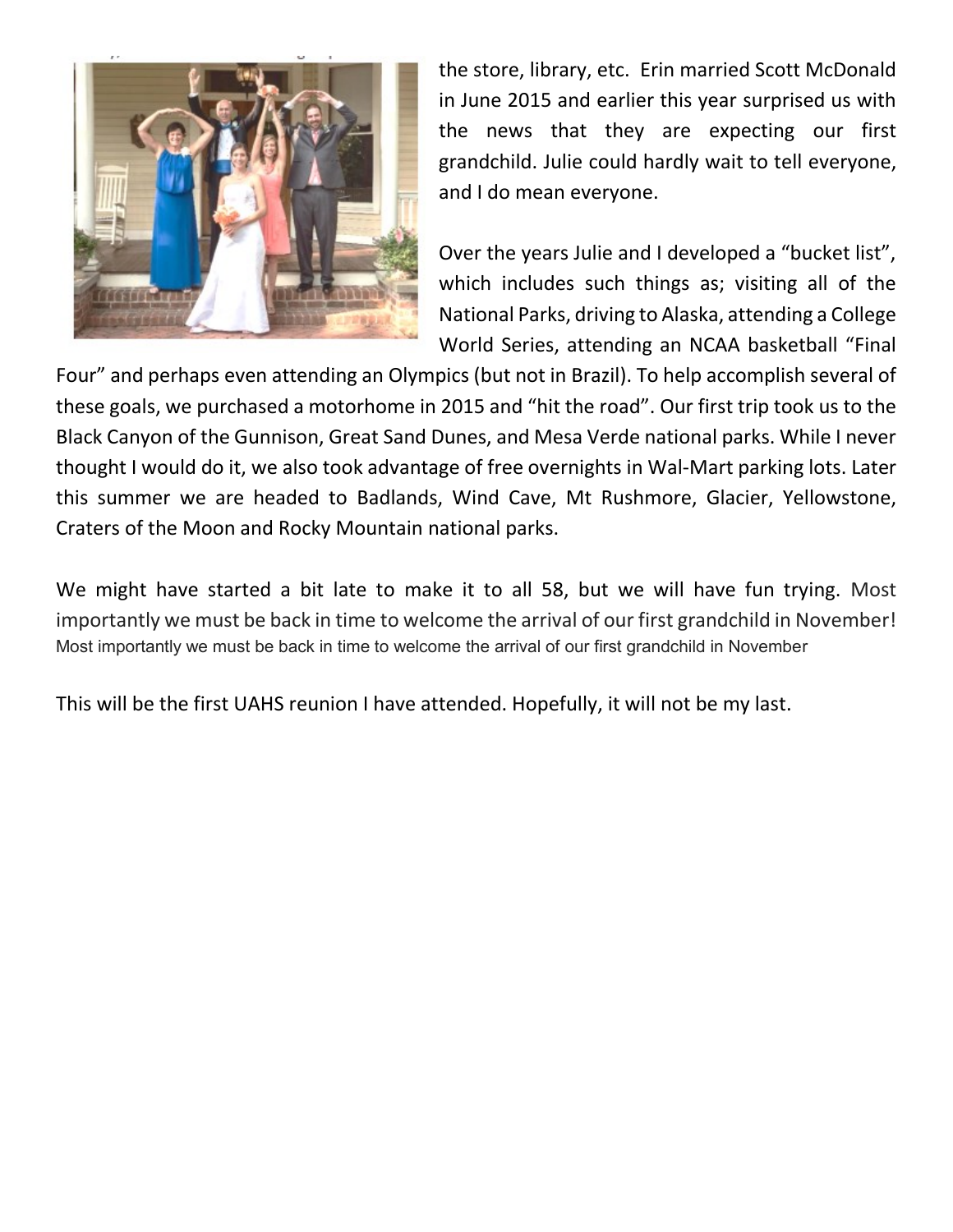the store, library, etc. Erin married Scott McDonald in June 2015 and earlier this year surprised us with the news that they are expecting our first grandchild. Julie could hardly wait to tell everyone, and I do mean everyone.

Over the years Julie and I developed a "bucket list", which includes such things as; visiting all of the National Parks, driving to Alaska, attending a College World Series, attending an NCAA basketball "Final Four" and perhaps even attending an Olympics (but not in Brazil). To help accomplish several of these goals, we purchased a motorhome in 2015 and "hit the road". Our first trip took us to the Black Canyon of the Gunnison, Great Sand Dunes, and Mesa Verde national parks. While I never thought I would do it, we also took advantage of free overnights in Wal-Mart parking lots. Later this summer we are headed to Badlands, Wind Cave, Mt Rushmore, Glacier, Yellowstone, Craters of the Moon and Rocky Mountain national parks.

We might have started a bit late to make it to all 58, but we will have fun trying. Most importantly we must be back in time to welcome the arrival of our first grandchild in November!
Most importantly we must be back in time to welcome the arrival of our first grandchild in November

This will be the first UAHS reunion I have attended. Hopefully, it will not be my last.